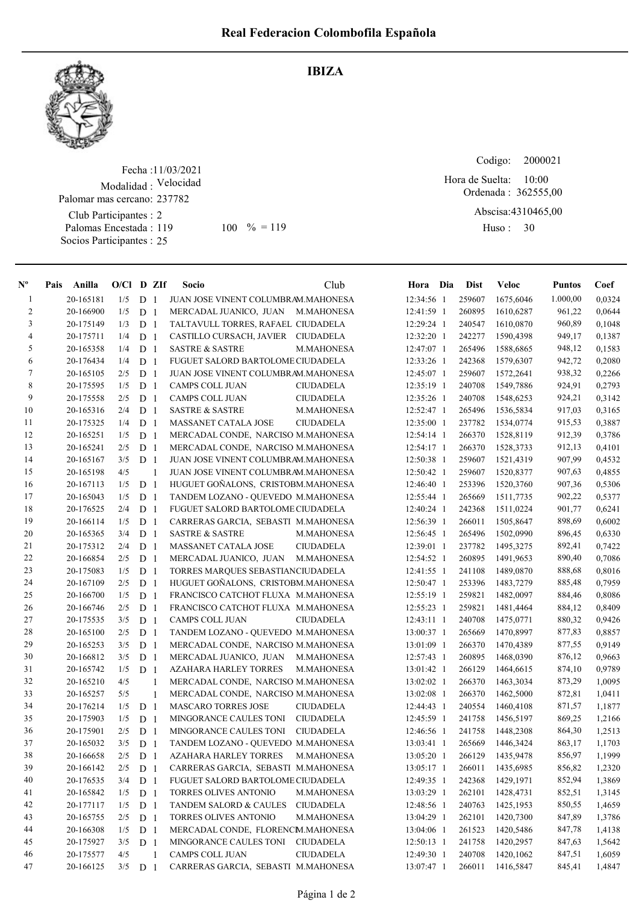# Real Federacion Colombofila Española

## IBIZA

Fecha :11/03/2021
Modalidad : Velocidad
Palomar mas cercano: 237782
Club Participantes : 2
Palomas Encestada : 119 100 % = 119
Socios Participantes : 25

Codigo: 2000021
Hora de Suelta: 10:00
Ordenada : 362555,00
Abscisa:4310465,00
Huso : 30

| Nº | Pais | Anilla | O/Cl | D | ZIf | Socio | Club | Hora | Dia | Dist | Veloc | Puntos | Coef |
|---|---|---|---|---|---|---|---|---|---|---|---|---|---|
| 1 | | 20-165181 | 1/5 | D | 1 | JUAN JOSE VINENT COLUMBRA | M.MAHONESA | 12:34:56 | 1 | 259607 | 1675,6046 | 1.000,00 | 0,0324 |
| 2 | | 20-166900 | 1/5 | D | 1 | MERCADAL JUANICO, JUAN | M.MAHONESA | 12:41:59 | 1 | 260895 | 1610,6287 | 961,22 | 0,0644 |
| 3 | | 20-175149 | 1/3 | D | 1 | TALTAVULL TORRES, RAFAEL | CIUDADELA | 12:29:24 | 1 | 240547 | 1610,0870 | 960,89 | 0,1048 |
| 4 | | 20-175711 | 1/4 | D | 1 | CASTILLO CURSACH, JAVIER | CIUDADELA | 12:32:20 | 1 | 242277 | 1590,4398 | 949,17 | 0,1387 |
| 5 | | 20-165358 | 1/4 | D | 1 | SASTRE & SASTRE | M.MAHONESA | 12:47:07 | 1 | 265496 | 1588,6865 | 948,12 | 0,1583 |
| 6 | | 20-176434 | 1/4 | D | 1 | FUGUET SALORD BARTOLOME | CIUDADELA | 12:33:26 | 1 | 242368 | 1579,6307 | 942,72 | 0,2080 |
| 7 | | 20-165105 | 2/5 | D | 1 | JUAN JOSE VINENT COLUMBRA | M.MAHONESA | 12:45:07 | 1 | 259607 | 1572,2641 | 938,32 | 0,2266 |
| 8 | | 20-175595 | 1/5 | D | 1 | CAMPS COLL JUAN | CIUDADELA | 12:35:19 | 1 | 240708 | 1549,7886 | 924,91 | 0,2793 |
| 9 | | 20-175558 | 2/5 | D | 1 | CAMPS COLL JUAN | CIUDADELA | 12:35:26 | 1 | 240708 | 1548,6253 | 924,21 | 0,3142 |
| 10 | | 20-165316 | 2/4 | D | 1 | SASTRE & SASTRE | M.MAHONESA | 12:52:47 | 1 | 265496 | 1536,5834 | 917,03 | 0,3165 |
| 11 | | 20-175325 | 1/4 | D | 1 | MASSANET CATALA JOSE | CIUDADELA | 12:35:00 | 1 | 237782 | 1534,0774 | 915,53 | 0,3887 |
| 12 | | 20-165251 | 1/5 | D | 1 | MERCADAL CONDE, NARCISO | M.MAHONESA | 12:54:14 | 1 | 266370 | 1528,8119 | 912,39 | 0,3786 |
| 13 | | 20-165241 | 2/5 | D | 1 | MERCADAL CONDE, NARCISO | M.MAHONESA | 12:54:17 | 1 | 266370 | 1528,3733 | 912,13 | 0,4101 |
| 14 | | 20-165167 | 3/5 | D | 1 | JUAN JOSE VINENT COLUMBRA | M.MAHONESA | 12:50:38 | 1 | 259607 | 1521,4319 | 907,99 | 0,4532 |
| 15 | | 20-165198 | 4/5 | | 1 | JUAN JOSE VINENT COLUMBRA | M.MAHONESA | 12:50:42 | 1 | 259607 | 1520,8377 | 907,63 | 0,4855 |
| 16 | | 20-167113 | 1/5 | D | 1 | HUGUET GOÑALONS, CRISTOB | M.MAHONESA | 12:46:40 | 1 | 253396 | 1520,3760 | 907,36 | 0,5306 |
| 17 | | 20-165043 | 1/5 | D | 1 | TANDEM LOZANO - QUEVEDO | M.MAHONESA | 12:55:44 | 1 | 265669 | 1511,7735 | 902,22 | 0,5377 |
| 18 | | 20-176525 | 2/4 | D | 1 | FUGUET SALORD BARTOLOME | CIUDADELA | 12:40:24 | 1 | 242368 | 1511,0224 | 901,77 | 0,6241 |
| 19 | | 20-166114 | 1/5 | D | 1 | CARRERAS GARCIA, SEBASTI | M.MAHONESA | 12:56:39 | 1 | 266011 | 1505,8647 | 898,69 | 0,6002 |
| 20 | | 20-165365 | 3/4 | D | 1 | SASTRE & SASTRE | M.MAHONESA | 12:56:45 | 1 | 265496 | 1502,0990 | 896,45 | 0,6330 |
| 21 | | 20-175312 | 2/4 | D | 1 | MASSANET CATALA JOSE | CIUDADELA | 12:39:01 | 1 | 237782 | 1495,3275 | 892,41 | 0,7422 |
| 22 | | 20-166854 | 2/5 | D | 1 | MERCADAL JUANICO, JUAN | M.MAHONESA | 12:54:59 | 1 | 260895 | 1491,9653 | 890,40 | 0,7086 |
| 23 | | 20-175083 | 1/5 | D | 1 | TORRES MARQUES SEBASTIAN | CIUDADELA | 12:41:55 | 1 | 241108 | 1489,0870 | 888,68 | 0,8016 |
| 24 | | 20-167109 | 2/5 | D | 1 | HUGUET GOÑALONS, CRISTOB | M.MAHONESA | 12:50:47 | 1 | 253396 | 1483,7279 | 885,48 | 0,7959 |
| 25 | | 20-166700 | 1/5 | D | 1 | FRANCISCO CATCHOT FLUXA | M.MAHONESA | 12:55:19 | 1 | 259821 | 1482,0097 | 884,46 | 0,8086 |
| 26 | | 20-166746 | 2/5 | D | 1 | FRANCISCO CATCHOT FLUXA | M.MAHONESA | 12:55:23 | 1 | 259821 | 1481,4464 | 884,12 | 0,8409 |
| 27 | | 20-175535 | 3/5 | D | 1 | CAMPS COLL JUAN | CIUDADELA | 12:43:11 | 1 | 240708 | 1475,0771 | 880,32 | 0,9426 |
| 28 | | 20-165100 | 2/5 | D | 1 | TANDEM LOZANO - QUEVEDO | M.MAHONESA | 13:00:37 | 1 | 265669 | 1470,8997 | 877,83 | 0,8857 |
| 29 | | 20-165253 | 3/5 | D | 1 | MERCADAL CONDE, NARCISO | M.MAHONESA | 13:01:09 | 1 | 266370 | 1470,4389 | 877,55 | 0,9149 |
| 30 | | 20-166812 | 3/5 | D | 1 | MERCADAL JUANICO, JUAN | M.MAHONESA | 12:57:43 | 1 | 260895 | 1468,0390 | 876,12 | 0,9663 |
| 31 | | 20-165742 | 1/5 | D | 1 | AZAHARA HARLEY TORRES | M.MAHONESA | 13:01:42 | 1 | 266129 | 1464,6615 | 874,10 | 0,9789 |
| 32 | | 20-165210 | 4/5 | | 1 | MERCADAL CONDE, NARCISO | M.MAHONESA | 13:02:02 | 1 | 266370 | 1463,3034 | 873,29 | 1,0095 |
| 33 | | 20-165257 | 5/5 | | 1 | MERCADAL CONDE, NARCISO | M.MAHONESA | 13:02:08 | 1 | 266370 | 1462,5000 | 872,81 | 1,0411 |
| 34 | | 20-176214 | 1/5 | D | 1 | MASCARO TORRES JOSE | CIUDADELA | 12:44:43 | 1 | 240554 | 1460,4108 | 871,57 | 1,1877 |
| 35 | | 20-175903 | 1/5 | D | 1 | MINGORANCE CAULES TONI | CIUDADELA | 12:45:59 | 1 | 241758 | 1456,5197 | 869,25 | 1,2166 |
| 36 | | 20-175901 | 2/5 | D | 1 | MINGORANCE CAULES TONI | CIUDADELA | 12:46:56 | 1 | 241758 | 1448,2308 | 864,30 | 1,2513 |
| 37 | | 20-165032 | 3/5 | D | 1 | TANDEM LOZANO - QUEVEDO | M.MAHONESA | 13:03:41 | 1 | 265669 | 1446,3424 | 863,17 | 1,1703 |
| 38 | | 20-166658 | 2/5 | D | 1 | AZAHARA HARLEY TORRES | M.MAHONESA | 13:05:20 | 1 | 266129 | 1435,9478 | 856,97 | 1,1999 |
| 39 | | 20-166142 | 2/5 | D | 1 | CARRERAS GARCIA, SEBASTI | M.MAHONESA | 13:05:17 | 1 | 266011 | 1435,6985 | 856,82 | 1,2320 |
| 40 | | 20-176535 | 3/4 | D | 1 | FUGUET SALORD BARTOLOME | CIUDADELA | 12:49:35 | 1 | 242368 | 1429,1971 | 852,94 | 1,3869 |
| 41 | | 20-165842 | 1/5 | D | 1 | TORRES OLIVES ANTONIO | M.MAHONESA | 13:03:29 | 1 | 262101 | 1428,4731 | 852,51 | 1,3145 |
| 42 | | 20-177117 | 1/5 | D | 1 | TANDEM SALORD & CAULES | CIUDADELA | 12:48:56 | 1 | 240763 | 1425,1953 | 850,55 | 1,4659 |
| 43 | | 20-165755 | 2/5 | D | 1 | TORRES OLIVES ANTONIO | M.MAHONESA | 13:04:29 | 1 | 262101 | 1420,7300 | 847,89 | 1,3786 |
| 44 | | 20-166308 | 1/5 | D | 1 | MERCADAL CONDE, FLORENCI | M.MAHONESA | 13:04:06 | 1 | 261523 | 1420,5486 | 847,78 | 1,4138 |
| 45 | | 20-175927 | 3/5 | D | 1 | MINGORANCE CAULES TONI | CIUDADELA | 12:50:13 | 1 | 241758 | 1420,2957 | 847,63 | 1,5642 |
| 46 | | 20-175577 | 4/5 | | 1 | CAMPS COLL JUAN | CIUDADELA | 12:49:30 | 1 | 240708 | 1420,1062 | 847,51 | 1,6059 |
| 47 | | 20-166125 | 3/5 | D | 1 | CARRERAS GARCIA, SEBASTI | M.MAHONESA | 13:07:47 | 1 | 266011 | 1416,5847 | 845,41 | 1,4847 |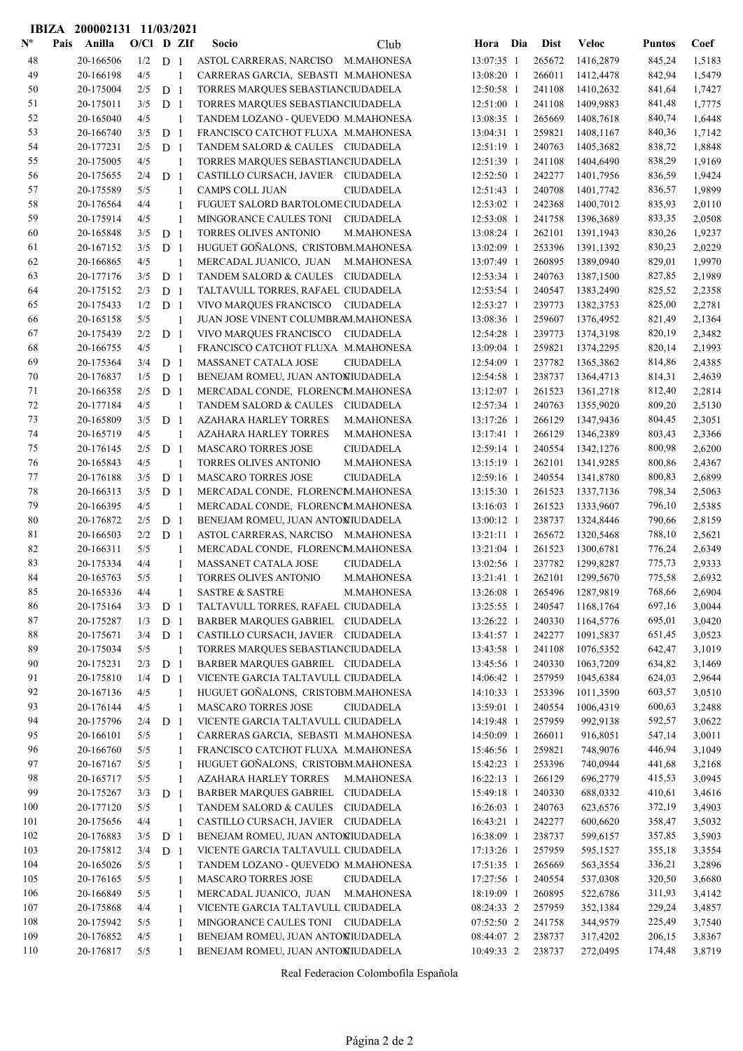**IBIZA 200002131 11/03/2021**

| Nº | Pais | Anilla | O/Cl | D | ZIf | Socio | Club | Hora | Dia | Dist | Veloc | Puntos | Coef |
|---|---|---|---|---|---|---|---|---|---|---|---|---|---|
| 48 | | 20-166506 | 1/2 | D | 1 | ASTOL CARRERAS, NARCISO | M.MAHONESA | 13:07:35 | 1 | 265672 | 1416,2879 | 845,24 | 1,5183 |
| 49 | | 20-166198 | 4/5 | | 1 | CARRERAS GARCIA, SEBASTI | M.MAHONESA | 13:08:20 | 1 | 266011 | 1412,4478 | 842,94 | 1,5479 |
| 50 | | 20-175004 | 2/5 | D | 1 | TORRES MARQUES SEBASTIAN | CIUDADELA | 12:50:58 | 1 | 241108 | 1410,2632 | 841,64 | 1,7427 |
| 51 | | 20-175011 | 3/5 | D | 1 | TORRES MARQUES SEBASTIAN | CIUDADELA | 12:51:00 | 1 | 241108 | 1409,9883 | 841,48 | 1,7775 |
| 52 | | 20-165040 | 4/5 | | 1 | TANDEM LOZANO - QUEVEDO | M.MAHONESA | 13:08:35 | 1 | 265669 | 1408,7618 | 840,74 | 1,6448 |
| 53 | | 20-166740 | 3/5 | D | 1 | FRANCISCO CATCHOT FLUXA | M.MAHONESA | 13:04:31 | 1 | 259821 | 1408,1167 | 840,36 | 1,7142 |
| 54 | | 20-177231 | 2/5 | D | 1 | TANDEM SALORD & CAULES | CIUDADELA | 12:51:19 | 1 | 240763 | 1405,3682 | 838,72 | 1,8848 |
| 55 | | 20-175005 | 4/5 | | 1 | TORRES MARQUES SEBASTIAN | CIUDADELA | 12:51:39 | 1 | 241108 | 1404,6490 | 838,29 | 1,9169 |
| 56 | | 20-175655 | 2/4 | D | 1 | CASTILLO CURSACH, JAVIER | CIUDADELA | 12:52:50 | 1 | 242277 | 1401,7956 | 836,59 | 1,9424 |
| 57 | | 20-175589 | 5/5 | | 1 | CAMPS COLL JUAN | CIUDADELA | 12:51:43 | 1 | 240708 | 1401,7742 | 836,57 | 1,9899 |
| 58 | | 20-176564 | 4/4 | | 1 | FUGUET SALORD BARTOLOME | CIUDADELA | 12:53:02 | 1 | 242368 | 1400,7012 | 835,93 | 2,0110 |
| 59 | | 20-175914 | 4/5 | | 1 | MINGORANCE CAULES TONI | CIUDADELA | 12:53:08 | 1 | 241758 | 1396,3689 | 833,35 | 2,0508 |
| 60 | | 20-165848 | 3/5 | D | 1 | TORRES OLIVES ANTONIO | M.MAHONESA | 13:08:24 | 1 | 262101 | 1391,1943 | 830,26 | 1,9237 |
| 61 | | 20-167152 | 3/5 | D | 1 | HUGUET GOÑALONS, CRISTOB | M.MAHONESA | 13:02:09 | 1 | 253396 | 1391,1392 | 830,23 | 2,0229 |
| 62 | | 20-166865 | 4/5 | | 1 | MERCADAL JUANICO, JUAN | M.MAHONESA | 13:07:49 | 1 | 260895 | 1389,0940 | 829,01 | 1,9970 |
| 63 | | 20-177176 | 3/5 | D | 1 | TANDEM SALORD & CAULES | CIUDADELA | 12:53:34 | 1 | 240763 | 1387,1500 | 827,85 | 2,1989 |
| 64 | | 20-175152 | 2/3 | D | 1 | TALTAVULL TORRES, RAFAEL | CIUDADELA | 12:53:54 | 1 | 240547 | 1383,2490 | 825,52 | 2,2358 |
| 65 | | 20-175433 | 1/2 | D | 1 | VIVO MARQUES FRANCISCO | CIUDADELA | 12:53:27 | 1 | 239773 | 1382,3753 | 825,00 | 2,2781 |
| 66 | | 20-165158 | 5/5 | | 1 | JUAN JOSE VINENT COLUMBRA | M.MAHONESA | 13:08:36 | 1 | 259607 | 1376,4952 | 821,49 | 2,1364 |
| 67 | | 20-175439 | 2/2 | D | 1 | VIVO MARQUES FRANCISCO | CIUDADELA | 12:54:28 | 1 | 239773 | 1374,3198 | 820,19 | 2,3482 |
| 68 | | 20-166755 | 4/5 | | 1 | FRANCISCO CATCHOT FLUXA | M.MAHONESA | 13:09:04 | 1 | 259821 | 1374,2295 | 820,14 | 2,1993 |
| 69 | | 20-175364 | 3/4 | D | 1 | MASSANET CATALA JOSE | CIUDADELA | 12:54:09 | 1 | 237782 | 1365,3862 | 814,86 | 2,4385 |
| 70 | | 20-176837 | 1/5 | D | 1 | BENEJAM ROMEU, JUAN ANTON | CIUDADELA | 12:54:58 | 1 | 238737 | 1364,4713 | 814,31 | 2,4639 |
| 71 | | 20-166358 | 2/5 | D | 1 | MERCADAL CONDE, FLORENC | M.MAHONESA | 13:12:07 | 1 | 261523 | 1361,2718 | 812,40 | 2,2814 |
| 72 | | 20-177184 | 4/5 | | 1 | TANDEM SALORD & CAULES | CIUDADELA | 12:57:34 | 1 | 240763 | 1355,9020 | 809,20 | 2,5130 |
| 73 | | 20-165809 | 3/5 | D | 1 | AZAHARA HARLEY TORRES | M.MAHONESA | 13:17:26 | 1 | 266129 | 1347,9436 | 804,45 | 2,3051 |
| 74 | | 20-165719 | 4/5 | | 1 | AZAHARA HARLEY TORRES | M.MAHONESA | 13:17:41 | 1 | 266129 | 1346,2389 | 803,43 | 2,3366 |
| 75 | | 20-176145 | 2/5 | D | 1 | MASCARO TORRES JOSE | CIUDADELA | 12:59:14 | 1 | 240554 | 1342,1276 | 800,98 | 2,6200 |
| 76 | | 20-165843 | 4/5 | | 1 | TORRES OLIVES ANTONIO | M.MAHONESA | 13:15:19 | 1 | 262101 | 1341,9285 | 800,86 | 2,4367 |
| 77 | | 20-176188 | 3/5 | D | 1 | MASCARO TORRES JOSE | CIUDADELA | 12:59:16 | 1 | 240554 | 1341,8780 | 800,83 | 2,6899 |
| 78 | | 20-166313 | 3/5 | D | 1 | MERCADAL CONDE, FLORENC | M.MAHONESA | 13:15:30 | 1 | 261523 | 1337,7136 | 798,34 | 2,5063 |
| 79 | | 20-166395 | 4/5 | | 1 | MERCADAL CONDE, FLORENC | M.MAHONESA | 13:16:03 | 1 | 261523 | 1333,9607 | 796,10 | 2,5385 |
| 80 | | 20-176872 | 2/5 | D | 1 | BENEJAM ROMEU, JUAN ANTON | CIUDADELA | 13:00:12 | 1 | 238737 | 1324,8446 | 790,66 | 2,8159 |
| 81 | | 20-166503 | 2/2 | D | 1 | ASTOL CARRERAS, NARCISO | M.MAHONESA | 13:21:11 | 1 | 265672 | 1320,5468 | 788,10 | 2,5621 |
| 82 | | 20-166311 | 5/5 | | 1 | MERCADAL CONDE, FLORENC | M.MAHONESA | 13:21:04 | 1 | 261523 | 1300,6781 | 776,24 | 2,6349 |
| 83 | | 20-175334 | 4/4 | | 1 | MASSANET CATALA JOSE | CIUDADELA | 13:02:56 | 1 | 237782 | 1299,8287 | 775,73 | 2,9333 |
| 84 | | 20-165763 | 5/5 | | 1 | TORRES OLIVES ANTONIO | M.MAHONESA | 13:21:41 | 1 | 262101 | 1299,5670 | 775,58 | 2,6932 |
| 85 | | 20-165336 | 4/4 | | 1 | SASTRE & SASTRE | M.MAHONESA | 13:26:08 | 1 | 265496 | 1287,9819 | 768,66 | 2,6904 |
| 86 | | 20-175164 | 3/3 | D | 1 | TALTAVULL TORRES, RAFAEL | CIUDADELA | 13:25:55 | 1 | 240547 | 1168,1764 | 697,16 | 3,0044 |
| 87 | | 20-175287 | 1/3 | D | 1 | BARBER MARQUES GABRIEL | CIUDADELA | 13:26:22 | 1 | 240330 | 1164,5776 | 695,01 | 3,0420 |
| 88 | | 20-175671 | 3/4 | D | 1 | CASTILLO CURSACH, JAVIER | CIUDADELA | 13:41:57 | 1 | 242277 | 1091,5837 | 651,45 | 3,0523 |
| 89 | | 20-175034 | 5/5 | | 1 | TORRES MARQUES SEBASTIAN | CIUDADELA | 13:43:58 | 1 | 241108 | 1076,5352 | 642,47 | 3,1019 |
| 90 | | 20-175231 | 2/3 | D | 1 | BARBER MARQUES GABRIEL | CIUDADELA | 13:45:56 | 1 | 240330 | 1063,7209 | 634,82 | 3,1469 |
| 91 | | 20-175810 | 1/4 | D | 1 | VICENTE GARCIA TALTAVULL | CIUDADELA | 14:06:42 | 1 | 257959 | 1045,6384 | 624,03 | 2,9644 |
| 92 | | 20-167136 | 4/5 | | 1 | HUGUET GOÑALONS, CRISTOB | M.MAHONESA | 14:10:33 | 1 | 253396 | 1011,3590 | 603,57 | 3,0510 |
| 93 | | 20-176144 | 4/5 | | 1 | MASCARO TORRES JOSE | CIUDADELA | 13:59:01 | 1 | 240554 | 1006,4319 | 600,63 | 3,2488 |
| 94 | | 20-175796 | 2/4 | D | 1 | VICENTE GARCIA TALTAVULL | CIUDADELA | 14:19:48 | 1 | 257959 | 992,9138 | 592,57 | 3,0622 |
| 95 | | 20-166101 | 5/5 | | 1 | CARRERAS GARCIA, SEBASTI | M.MAHONESA | 14:50:09 | 1 | 266011 | 916,8051 | 547,14 | 3,0011 |
| 96 | | 20-166760 | 5/5 | | 1 | FRANCISCO CATCHOT FLUXA | M.MAHONESA | 15:46:56 | 1 | 259821 | 748,9076 | 446,94 | 3,1049 |
| 97 | | 20-167167 | 5/5 | | 1 | HUGUET GOÑALONS, CRISTOB | M.MAHONESA | 15:42:23 | 1 | 253396 | 740,0944 | 441,68 | 3,2168 |
| 98 | | 20-165717 | 5/5 | | 1 | AZAHARA HARLEY TORRES | M.MAHONESA | 16:22:13 | 1 | 266129 | 696,2779 | 415,53 | 3,0945 |
| 99 | | 20-175267 | 3/3 | D | 1 | BARBER MARQUES GABRIEL | CIUDADELA | 15:49:18 | 1 | 240330 | 688,0332 | 410,61 | 3,4616 |
| 100 | | 20-177120 | 5/5 | | 1 | TANDEM SALORD & CAULES | CIUDADELA | 16:26:03 | 1 | 240763 | 623,6576 | 372,19 | 3,4903 |
| 101 | | 20-175656 | 4/4 | | 1 | CASTILLO CURSACH, JAVIER | CIUDADELA | 16:43:21 | 1 | 242277 | 600,6620 | 358,47 | 3,5032 |
| 102 | | 20-176883 | 3/5 | D | 1 | BENEJAM ROMEU, JUAN ANTON | CIUDADELA | 16:38:09 | 1 | 238737 | 599,6157 | 357,85 | 3,5903 |
| 103 | | 20-175812 | 3/4 | D | 1 | VICENTE GARCIA TALTAVULL | CIUDADELA | 17:13:26 | 1 | 257959 | 595,1527 | 355,18 | 3,3554 |
| 104 | | 20-165026 | 5/5 | | 1 | TANDEM LOZANO - QUEVEDO | M.MAHONESA | 17:51:35 | 1 | 265669 | 563,3554 | 336,21 | 3,2896 |
| 105 | | 20-176165 | 5/5 | | 1 | MASCARO TORRES JOSE | CIUDADELA | 17:27:56 | 1 | 240554 | 537,0308 | 320,50 | 3,6680 |
| 106 | | 20-166849 | 5/5 | | 1 | MERCADAL JUANICO, JUAN | M.MAHONESA | 18:19:09 | 1 | 260895 | 522,6786 | 311,93 | 3,4142 |
| 107 | | 20-175868 | 4/4 | | 1 | VICENTE GARCIA TALTAVULL | CIUDADELA | 08:24:33 | 2 | 257959 | 352,1384 | 229,24 | 3,4857 |
| 108 | | 20-175942 | 5/5 | | 1 | MINGORANCE CAULES TONI | CIUDADELA | 07:52:50 | 2 | 241758 | 344,9579 | 225,49 | 3,7540 |
| 109 | | 20-176852 | 4/5 | | 1 | BENEJAM ROMEU, JUAN ANTON | CIUDADELA | 08:44:07 | 2 | 238737 | 317,4202 | 206,15 | 3,8367 |
| 110 | | 20-176817 | 5/5 | | 1 | BENEJAM ROMEU, JUAN ANTON | CIUDADELA | 10:49:33 | 2 | 238737 | 272,0495 | 174,48 | 3,8719 |

Real Federacion Colombofila Española